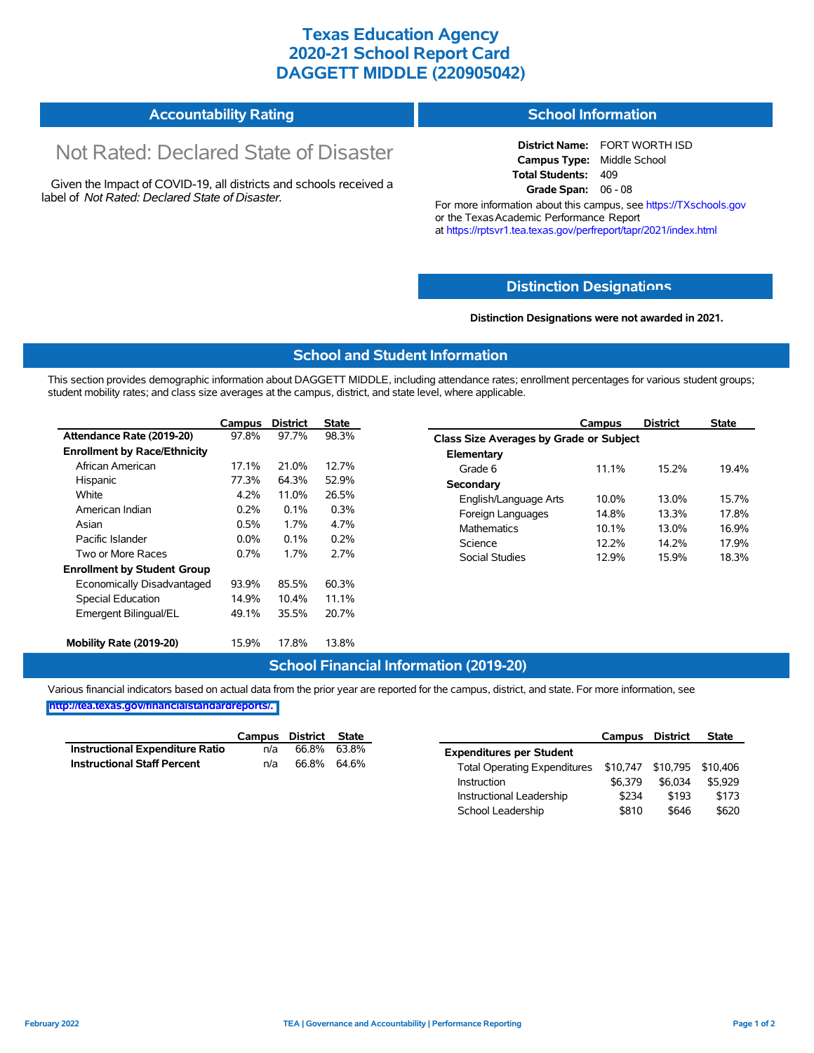# Texas Education Agency
# 2020-21 School Report Card
# DAGGETT MIDDLE (220905042)

## Accountability Rating

Not Rated: Declared State of Disaster

Given the Impact of COVID-19, all districts and schools received a label of *Not Rated: Declared State of Disaster.*

## School Information

**District Name:** FORT WORTH ISD
**Campus Type:** Middle School
**Total Students:** 409
**Grade Span:** 06 - 08

For more information about this campus, see https://TXschools.gov or the Texas Academic Performance Report at https://rptsvr1.tea.texas.gov/perfreport/tapr/2021/index.html

## Distinction Designations

**Distinction Designations were not awarded in 2021.**

## School and Student Information

This section provides demographic information about DAGGETT MIDDLE, including attendance rates; enrollment percentages for various student groups; student mobility rates; and class size averages at the campus, district, and state level, where applicable.

| | Campus | District | State |
|---|---|---|---|
| **Attendance Rate (2019-20)** | 97.8% | 97.7% | 98.3% |
| **Enrollment by Race/Ethnicity** | | | |
| African American | 17.1% | 21.0% | 12.7% |
| Hispanic | 77.3% | 64.3% | 52.9% |
| White | 4.2% | 11.0% | 26.5% |
| American Indian | 0.2% | 0.1% | 0.3% |
| Asian | 0.5% | 1.7% | 4.7% |
| Pacific Islander | 0.0% | 0.1% | 0.2% |
| Two or More Races | 0.7% | 1.7% | 2.7% |
| **Enrollment by Student Group** | | | |
| Economically Disadvantaged | 93.9% | 85.5% | 60.3% |
| Special Education | 14.9% | 10.4% | 11.1% |
| Emergent Bilingual/EL | 49.1% | 35.5% | 20.7% |
| **Mobility Rate (2019-20)** | 15.9% | 17.8% | 13.8% |

| | Campus | District | State |
|---|---|---|---|
| **Class Size Averages by Grade or Subject** | | | |
| **Elementary** | | | |
| Grade 6 | 11.1% | 15.2% | 19.4% |
| **Secondary** | | | |
| English/Language Arts | 10.0% | 13.0% | 15.7% |
| Foreign Languages | 14.8% | 13.3% | 17.8% |
| Mathematics | 10.1% | 13.0% | 16.9% |
| Science | 12.2% | 14.2% | 17.9% |
| Social Studies | 12.9% | 15.9% | 18.3% |

## School Financial Information (2019-20)

Various financial indicators based on actual data from the prior year are reported for the campus, district, and state. For more information, see http://tea.texas.gov/financialstandardreports/.

| | Campus | District | State |
|---|---|---|---|
| **Instructional Expenditure Ratio** | n/a | 66.8% | 63.8% |
| **Instructional Staff Percent** | n/a | 66.8% | 64.6% |

| | Campus | District | State |
|---|---|---|---|
| **Expenditures per Student** | | | |
| Total Operating Expenditures | $10,747 | $10,795 | $10,406 |
| Instruction | $6,379 | $6,034 | $5,929 |
| Instructional Leadership | $234 | $193 | $173 |
| School Leadership | $810 | $646 | $620 |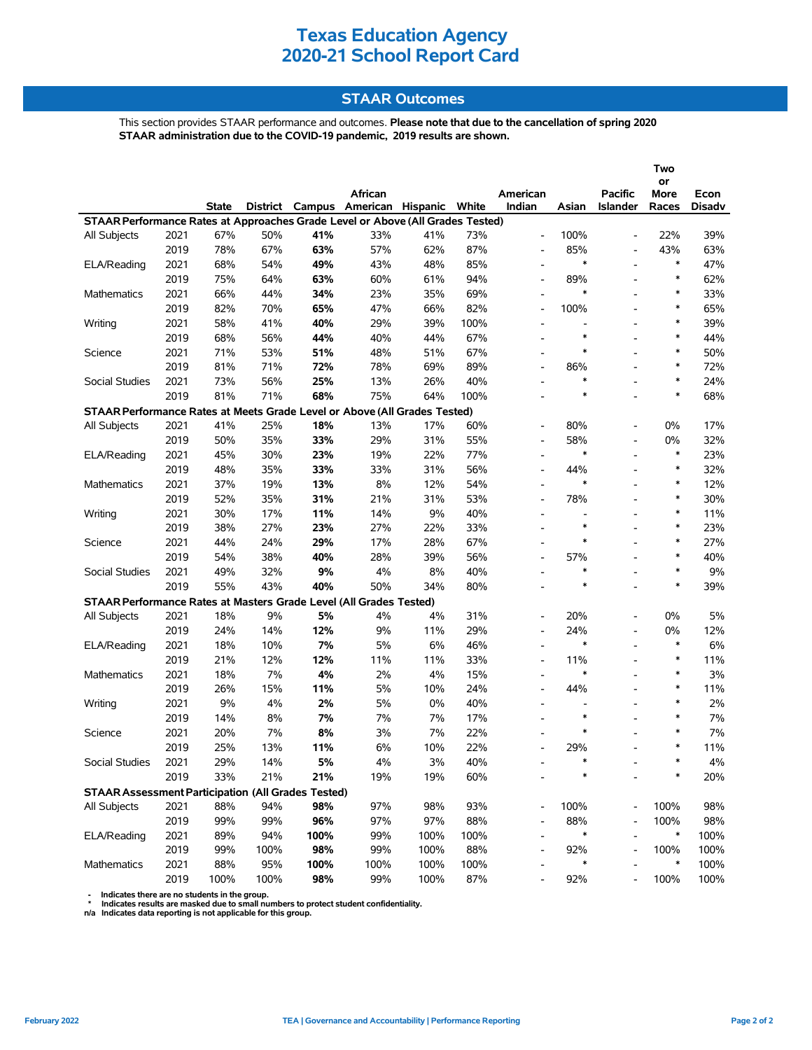# Texas Education Agency
# 2020-21 School Report Card

## STAAR Outcomes

This section provides STAAR performance and outcomes. **Please note that due to the cancellation of spring 2020 STAAR administration due to the COVID-19 pandemic, 2019 results are shown.**

| | | State | District | Campus | African American | Hispanic | White | American Indian | Asian | Pacific Islander | Two or More Races | Econ Disadv |
|---|---|---|---|---|---|---|---|---|---|---|---|---|
| **STAAR Performance Rates at Approaches Grade Level or Above (All Grades Tested)** | | | | | | | | | | | | |
| All Subjects | 2021 | 67% | 50% | **41%** | 33% | 41% | 73% | - | 100% | - | 22% | 39% |
| | 2019 | 78% | 67% | **63%** | 57% | 62% | 87% | - | 85% | - | 43% | 63% |
| ELA/Reading | 2021 | 68% | 54% | **49%** | 43% | 48% | 85% | - | * | - | * | 47% |
| | 2019 | 75% | 64% | **63%** | 60% | 61% | 94% | - | 89% | - | * | 62% |
| Mathematics | 2021 | 66% | 44% | **34%** | 23% | 35% | 69% | - | * | - | * | 33% |
| | 2019 | 82% | 70% | **65%** | 47% | 66% | 82% | - | 100% | - | * | 65% |
| Writing | 2021 | 58% | 41% | **40%** | 29% | 39% | 100% | - | - | - | * | 39% |
| | 2019 | 68% | 56% | **44%** | 40% | 44% | 67% | - | * | - | * | 44% |
| Science | 2021 | 71% | 53% | **51%** | 48% | 51% | 67% | - | * | - | * | 50% |
| | 2019 | 81% | 71% | **72%** | 78% | 69% | 89% | - | 86% | - | * | 72% |
| Social Studies | 2021 | 73% | 56% | **25%** | 13% | 26% | 40% | - | * | - | * | 24% |
| | 2019 | 81% | 71% | **68%** | 75% | 64% | 100% | - | * | - | * | 68% |
| **STAAR Performance Rates at Meets Grade Level or Above (All Grades Tested)** | | | | | | | | | | | | |
| All Subjects | 2021 | 41% | 25% | **18%** | 13% | 17% | 60% | - | 80% | - | 0% | 17% |
| | 2019 | 50% | 35% | **33%** | 29% | 31% | 55% | - | 58% | - | 0% | 32% |
| ELA/Reading | 2021 | 45% | 30% | **23%** | 19% | 22% | 77% | - | * | - | * | 23% |
| | 2019 | 48% | 35% | **33%** | 33% | 31% | 56% | - | 44% | - | * | 32% |
| Mathematics | 2021 | 37% | 19% | **13%** | 8% | 12% | 54% | - | * | - | * | 12% |
| | 2019 | 52% | 35% | **31%** | 21% | 31% | 53% | - | 78% | - | * | 30% |
| Writing | 2021 | 30% | 17% | **11%** | 14% | 9% | 40% | - | - | - | * | 11% |
| | 2019 | 38% | 27% | **23%** | 27% | 22% | 33% | - | * | - | * | 23% |
| Science | 2021 | 44% | 24% | **29%** | 17% | 28% | 67% | - | * | - | * | 27% |
| | 2019 | 54% | 38% | **40%** | 28% | 39% | 56% | - | 57% | - | * | 40% |
| Social Studies | 2021 | 49% | 32% | **9%** | 4% | 8% | 40% | - | * | - | * | 9% |
| | 2019 | 55% | 43% | **40%** | 50% | 34% | 80% | - | * | - | * | 39% |
| **STAAR Performance Rates at Masters Grade Level (All Grades Tested)** | | | | | | | | | | | | |
| All Subjects | 2021 | 18% | 9% | **5%** | 4% | 4% | 31% | - | 20% | - | 0% | 5% |
| | 2019 | 24% | 14% | **12%** | 9% | 11% | 29% | - | 24% | - | 0% | 12% |
| ELA/Reading | 2021 | 18% | 10% | **7%** | 5% | 6% | 46% | - | * | - | * | 6% |
| | 2019 | 21% | 12% | **12%** | 11% | 11% | 33% | - | 11% | - | * | 11% |
| Mathematics | 2021 | 18% | 7% | **4%** | 2% | 4% | 15% | - | * | - | * | 3% |
| | 2019 | 26% | 15% | **11%** | 5% | 10% | 24% | - | 44% | - | * | 11% |
| Writing | 2021 | 9% | 4% | **2%** | 5% | 0% | 40% | - | - | - | * | 2% |
| | 2019 | 14% | 8% | **7%** | 7% | 7% | 17% | - | * | - | * | 7% |
| Science | 2021 | 20% | 7% | **8%** | 3% | 7% | 22% | - | * | - | * | 7% |
| | 2019 | 25% | 13% | **11%** | 6% | 10% | 22% | - | 29% | - | * | 11% |
| Social Studies | 2021 | 29% | 14% | **5%** | 4% | 3% | 40% | - | * | - | * | 4% |
| | 2019 | 33% | 21% | **21%** | 19% | 19% | 60% | - | * | - | * | 20% |
| **STAAR Assessment Participation (All Grades Tested)** | | | | | | | | | | | | |
| All Subjects | 2021 | 88% | 94% | **98%** | 97% | 98% | 93% | - | 100% | - | 100% | 98% |
| | 2019 | 99% | 99% | **96%** | 97% | 97% | 88% | - | 88% | - | 100% | 98% |
| ELA/Reading | 2021 | 89% | 94% | **100%** | 99% | 100% | 100% | - | * | - | * | 100% |
| | 2019 | 99% | 100% | **98%** | 99% | 100% | 88% | - | 92% | - | 100% | 100% |
| Mathematics | 2021 | 88% | 95% | **100%** | 100% | 100% | 100% | - | * | - | * | 100% |
| | 2019 | 100% | 100% | **98%** | 99% | 100% | 87% | - | 92% | - | 100% | 100% |

- Indicates there are no students in the group.
\* Indicates results are masked due to small numbers to protect student confidentiality.
n/a Indicates data reporting is not applicable for this group.